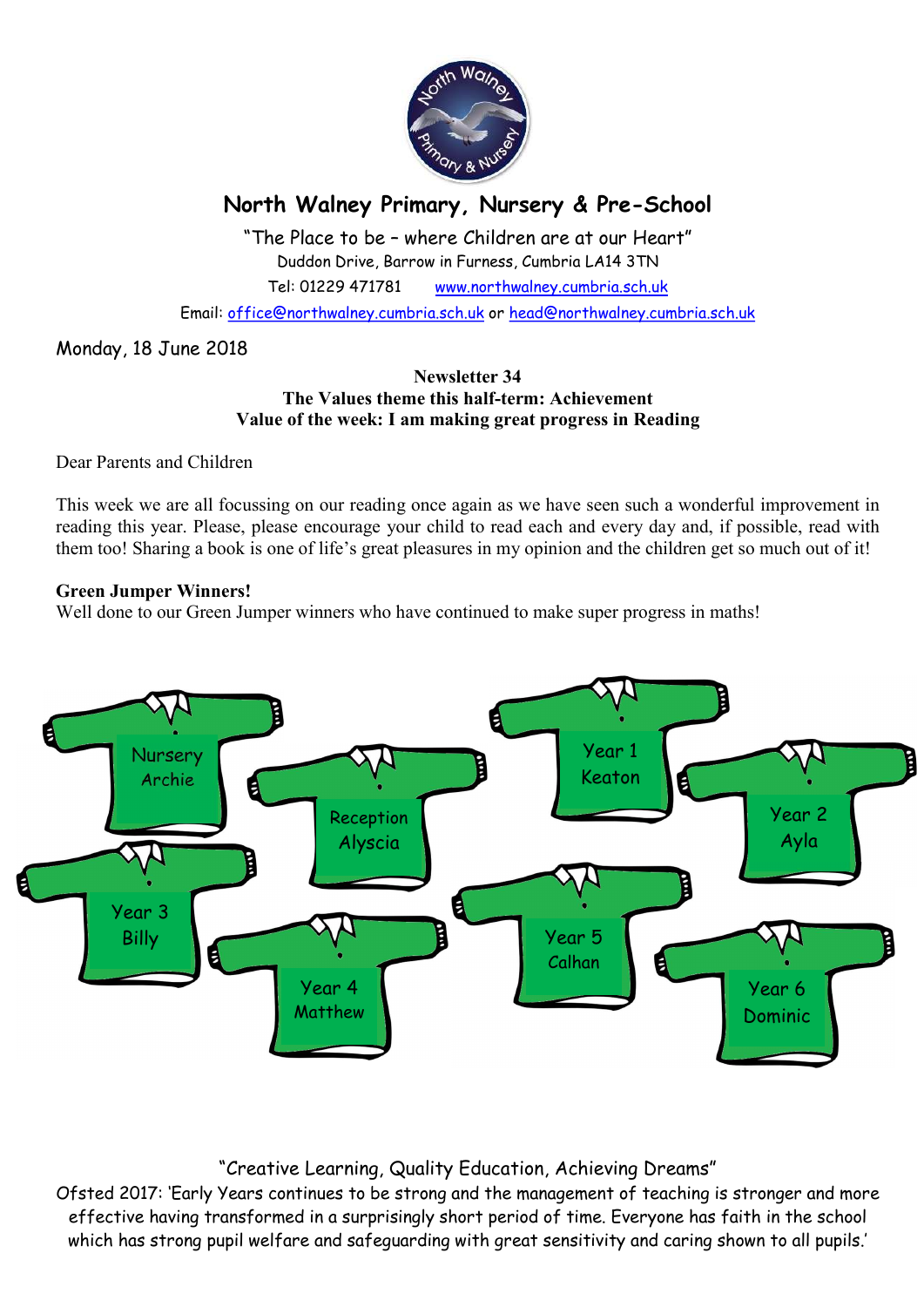# North Walney Primary, Nursery & Pre-School

"The Place to be – where Children are at our Heart"
Duddon Drive, Barrow in Furness, Cumbria LA14 3TN
Tel: 01229 471781 www.northwalney.cumbria.sch.uk
Email: office@northwalney.cumbria.sch.uk or head@northwalney.cumbria.sch.uk

Monday, 18 June 2018

**Newsletter 34**
**The Values theme this half-term: Achievement**
**Value of the week: I am making great progress in Reading**

Dear Parents and Children

This week we are all focussing on our reading once again as we have seen such a wonderful improvement in reading this year. Please, please encourage your child to read each and every day and, if possible, read with them too! Sharing a book is one of life's great pleasures in my opinion and the children get so much out of it!

**Green Jumper Winners!**
Well done to our Green Jumper winners who have continued to make super progress in maths!

- Nursery – Archie
- Reception – Alyscia
- Year 1 – Keaton
- Year 2 – Ayla
- Year 3 – Billy
- Year 4 – Matthew
- Year 5 – Calhan
- Year 6 – Dominic

"Creative Learning, Quality Education, Achieving Dreams"
Ofsted 2017: 'Early Years continues to be strong and the management of teaching is stronger and more effective having transformed in a surprisingly short period of time. Everyone has faith in the school which has strong pupil welfare and safeguarding with great sensitivity and caring shown to all pupils.'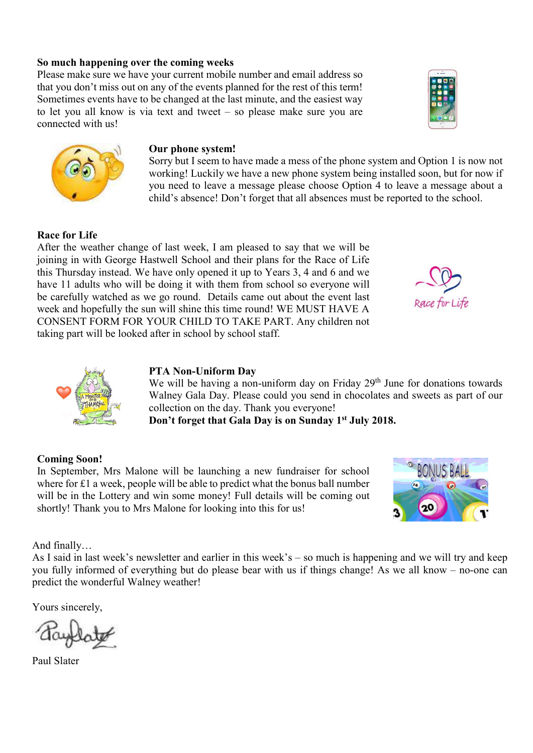**So much happening over the coming weeks**

Please make sure we have your current mobile number and email address so that you don't miss out on any of the events planned for the rest of this term! Sometimes events have to be changed at the last minute, and the easiest way to let you all know is via text and tweet – so please make sure you are connected with us!

**Our phone system!**

Sorry but I seem to have made a mess of the phone system and Option 1 is now not working! Luckily we have a new phone system being installed soon, but for now if you need to leave a message please choose Option 4 to leave a message about a child's absence! Don't forget that all absences must be reported to the school.

**Race for Life**

After the weather change of last week, I am pleased to say that we will be joining in with George Hastwell School and their plans for the Race of Life this Thursday instead. We have only opened it up to Years 3, 4 and 6 and we have 11 adults who will be doing it with them from school so everyone will be carefully watched as we go round. Details came out about the event last week and hopefully the sun will shine this time round! WE MUST HAVE A CONSENT FORM FOR YOUR CHILD TO TAKE PART. Any children not taking part will be looked after in school by school staff.

**PTA Non-Uniform Day**

We will be having a non-uniform day on Friday 29th June for donations towards Walney Gala Day. Please could you send in chocolates and sweets as part of our collection on the day. Thank you everyone!

**Don't forget that Gala Day is on Sunday 1st July 2018.**

**Coming Soon!**

In September, Mrs Malone will be launching a new fundraiser for school where for £1 a week, people will be able to predict what the bonus ball number will be in the Lottery and win some money! Full details will be coming out shortly! Thank you to Mrs Malone for looking into this for us!

And finally…

As I said in last week's newsletter and earlier in this week's – so much is happening and we will try and keep you fully informed of everything but do please bear with us if things change! As we all know – no-one can predict the wonderful Walney weather!

Yours sincerely,

Paul Slater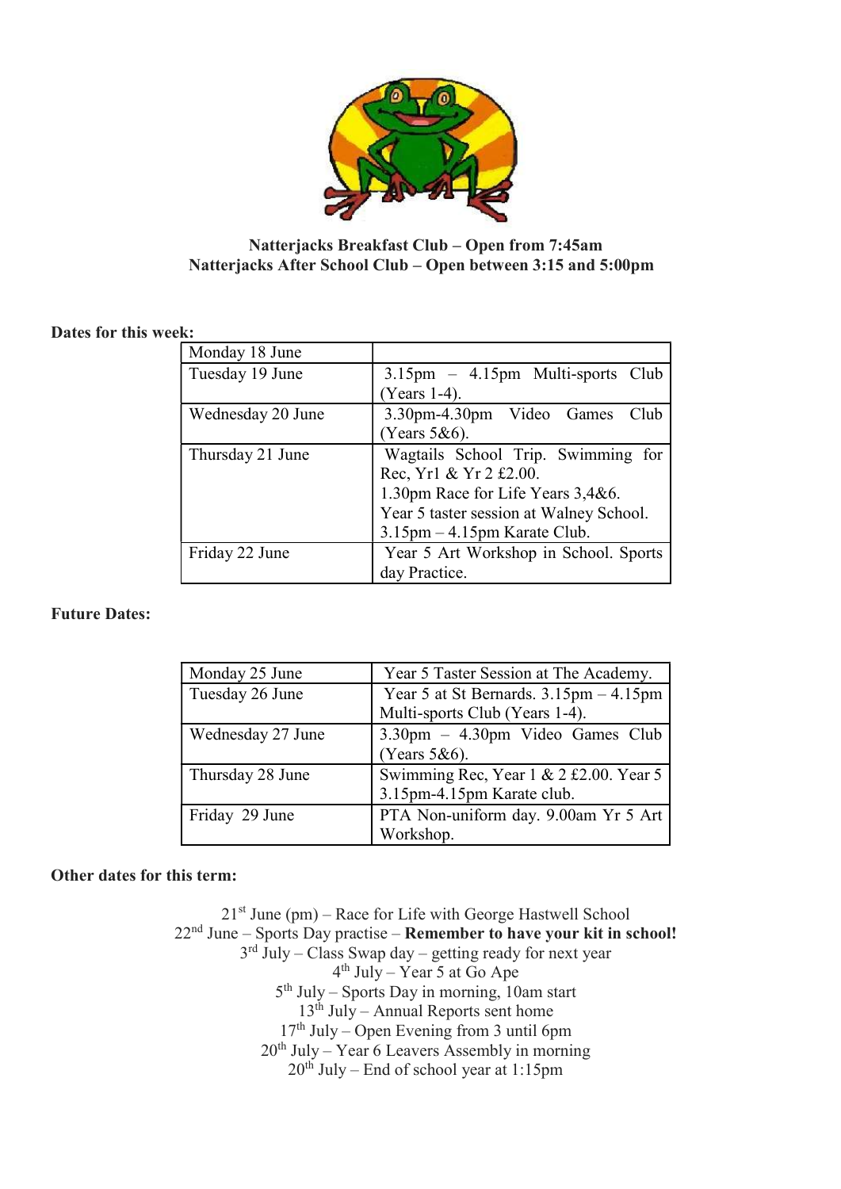**Natterjacks Breakfast Club – Open from 7:45am**
**Natterjacks After School Club – Open between 3:15 and 5:00pm**

**Dates for this week:**

| | |
|---|---|
| Monday 18 June | |
| Tuesday 19 June | 3.15pm – 4.15pm Multi-sports Club (Years 1-4). |
| Wednesday 20 June | 3.30pm-4.30pm Video Games Club (Years 5&6). |
| Thursday 21 June | Wagtails School Trip. Swimming for Rec, Yr1 & Yr 2 £2.00. 1.30pm Race for Life Years 3,4&6. Year 5 taster session at Walney School. 3.15pm – 4.15pm Karate Club. |
| Friday 22 June | Year 5 Art Workshop in School. Sports day Practice. |

**Future Dates:**

| | |
|---|---|
| Monday 25 June | Year 5 Taster Session at The Academy. |
| Tuesday 26 June | Year 5 at St Bernards. 3.15pm – 4.15pm Multi-sports Club (Years 1-4). |
| Wednesday 27 June | 3.30pm – 4.30pm Video Games Club (Years 5&6). |
| Thursday 28 June | Swimming Rec, Year 1 & 2 £2.00. Year 5 3.15pm-4.15pm Karate club. |
| Friday 29 June | PTA Non-uniform day. 9.00am Yr 5 Art Workshop. |

**Other dates for this term:**

21st June (pm) – Race for Life with George Hastwell School
22nd June – Sports Day practise – **Remember to have your kit in school!**
3rd July – Class Swap day – getting ready for next year
4th July – Year 5 at Go Ape
5th July – Sports Day in morning, 10am start
13th July – Annual Reports sent home
17th July – Open Evening from 3 until 6pm
20th July – Year 6 Leavers Assembly in morning
20th July – End of school year at 1:15pm